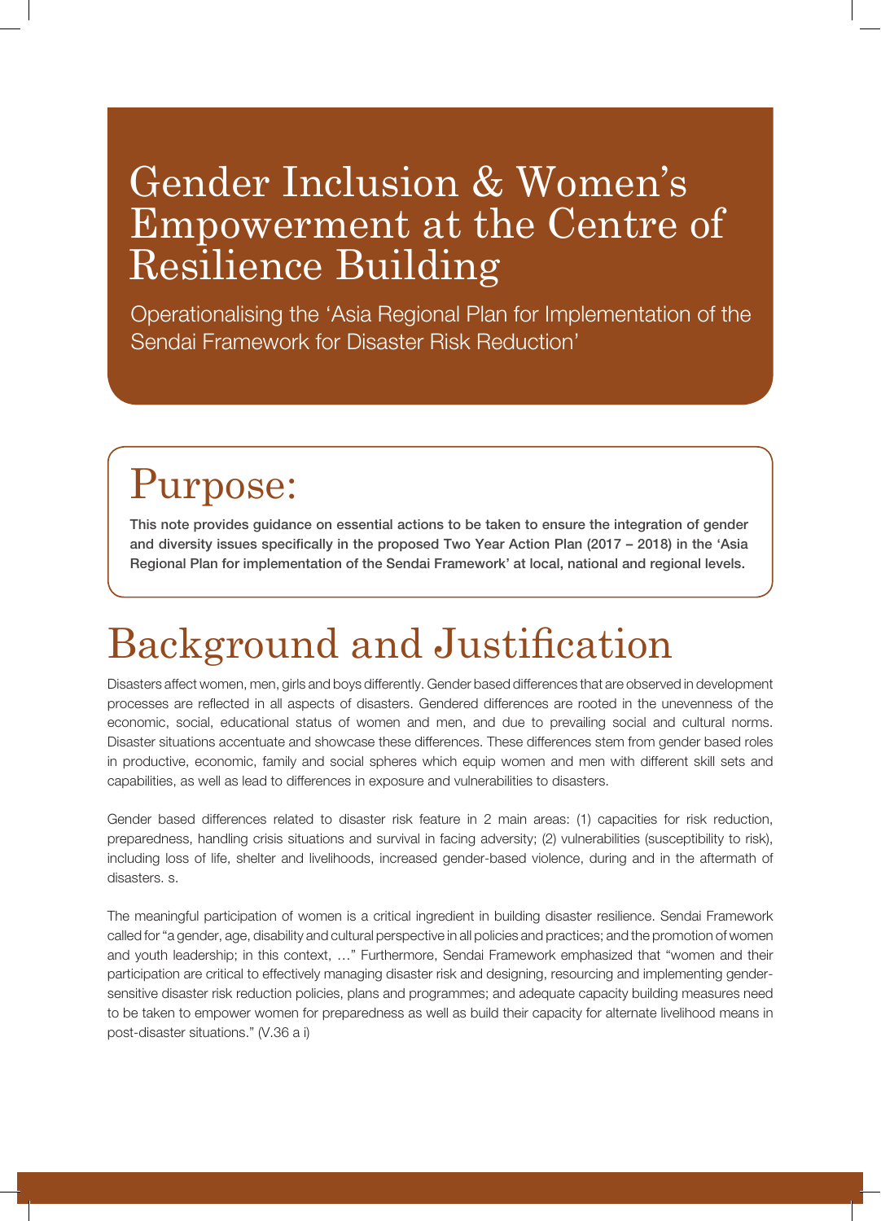# Gender Inclusion & Women's Empowerment at the Centre of Resilience Building

Operationalising the 'Asia Regional Plan for Implementation of the Sendai Framework for Disaster Risk Reduction'

## Purpose:

**This note provides guidance on essential actions to be taken to ensure the integration of gender and diversity issues specifically in the proposed Two Year Action Plan (2017 – 2018) in the 'Asia Regional Plan for implementation of the Sendai Framework' at local, national and regional levels.**

## Background and Justification

Disasters affect women, men, girls and boys differently. Gender based differences that are observed in development processes are reflected in all aspects of disasters. Gendered differences are rooted in the unevenness of the economic, social, educational status of women and men, and due to prevailing social and cultural norms. Disaster situations accentuate and showcase these differences. These differences stem from gender based roles in productive, economic, family and social spheres which equip women and men with different skill sets and capabilities, as well as lead to differences in exposure and vulnerabilities to disasters.

Gender based differences related to disaster risk feature in 2 main areas: (1) capacities for risk reduction, preparedness, handling crisis situations and survival in facing adversity; (2) vulnerabilities (susceptibility to risk), including loss of life, shelter and livelihoods, increased gender-based violence, during and in the aftermath of disasters. s.

The meaningful participation of women is a critical ingredient in building disaster resilience. Sendai Framework called for "a gender, age, disability and cultural perspective in all policies and practices; and the promotion of women and youth leadership; in this context, …" Furthermore, Sendai Framework emphasized that "women and their participation are critical to effectively managing disaster risk and designing, resourcing and implementing gender-sensitive disaster risk reduction policies, plans and programmes; and adequate capacity building measures need to be taken to empower women for preparedness as well as build their capacity for alternate livelihood means in post-disaster situations." (V.36 a i)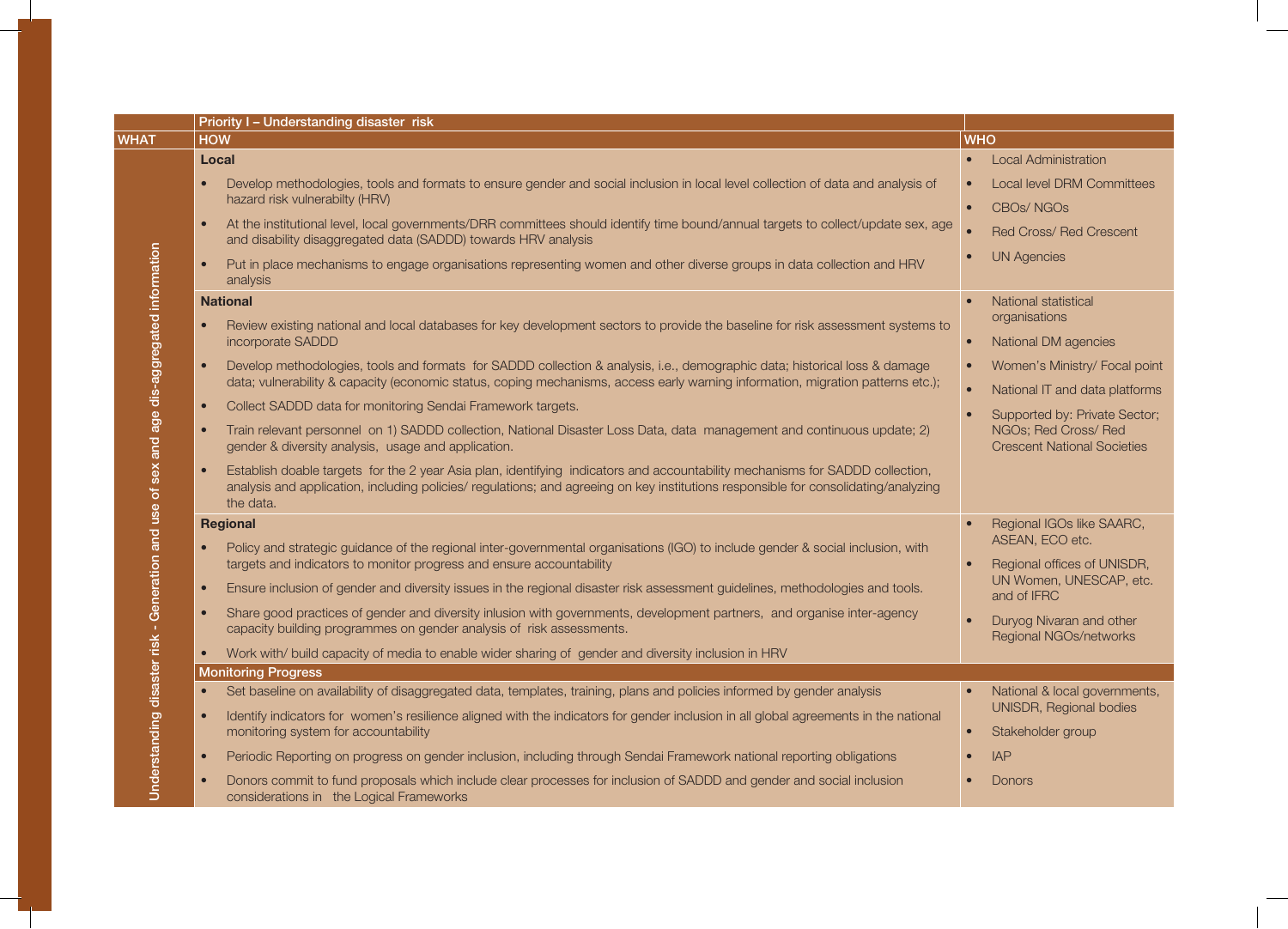| WHAT | HOW | WHO |
| --- | --- | --- |
| | **Priority I – Understanding disaster risk** | |
| Understanding disaster risk - Generation and use of sex and age dis-aggregated information | **Local**<br>• Develop methodologies, tools and formats to ensure gender and social inclusion in local level collection of data and analysis of hazard risk vulnerabilty (HRV)<br>• At the institutional level, local governments/DRR committees should identify time bound/annual targets to collect/update sex, age and disability disaggregated data (SADDD) towards HRV analysis<br>• Put in place mechanisms to engage organisations representing women and other diverse groups in data collection and HRV analysis | • Local Administration<br>• Local level DRM Committees<br>• CBOs/ NGOs<br>• Red Cross/ Red Crescent<br>• UN Agencies |
| | **National**<br>• Review existing national and local databases for key development sectors to provide the baseline for risk assessment systems to incorporate SADDD<br>• Develop methodologies, tools and formats for SADDD collection & analysis, i.e., demographic data; historical loss & damage data; vulnerability & capacity (economic status, coping mechanisms, access early warning information, migration patterns etc.);<br>• Collect SADDD data for monitoring Sendai Framework targets.<br>• Train relevant personnel on 1) SADDD collection, National Disaster Loss Data, data management and continuous update; 2) gender & diversity analysis, usage and application.<br>• Establish doable targets for the 2 year Asia plan, identifying indicators and accountability mechanisms for SADDD collection, analysis and application, including policies/ regulations; and agreeing on key institutions responsible for consolidating/analyzing the data. | • National statistical organisations<br>• National DM agencies<br>• Women's Ministry/ Focal point<br>• National IT and data platforms<br>• Supported by: Private Sector; NGOs; Red Cross/ Red Crescent National Societies |
| | **Regional**<br>• Policy and strategic guidance of the regional inter-governmental organisations (IGO) to include gender & social inclusion, with targets and indicators to monitor progress and ensure accountability<br>• Ensure inclusion of gender and diversity issues in the regional disaster risk assessment guidelines, methodologies and tools.<br>• Share good practices of gender and diversity inlusion with governments, development partners, and organise inter-agency capacity building programmes on gender analysis of risk assessments.<br>• Work with/ build capacity of media to enable wider sharing of gender and diversity inclusion in HRV | • Regional IGOs like SAARC, ASEAN, ECO etc.<br>• Regional offices of UNISDR, UN Women, UNESCAP, etc. and of IFRC<br>• Duryog Nivaran and other Regional NGOs/networks |
| | **Monitoring Progress** | |
| | • Set baseline on availability of disaggregated data, templates, training, plans and policies informed by gender analysis<br>• Identify indicators for women's resilience aligned with the indicators for gender inclusion in all global agreements in the national monitoring system for accountability<br>• Periodic Reporting on progress on gender inclusion, including through Sendai Framework national reporting obligations<br>• Donors commit to fund proposals which include clear processes for inclusion of SADDD and gender and social inclusion considerations in the Logical Frameworks | • National & local governments, UNISDR, Regional bodies<br>• Stakeholder group<br>• IAP<br>• Donors |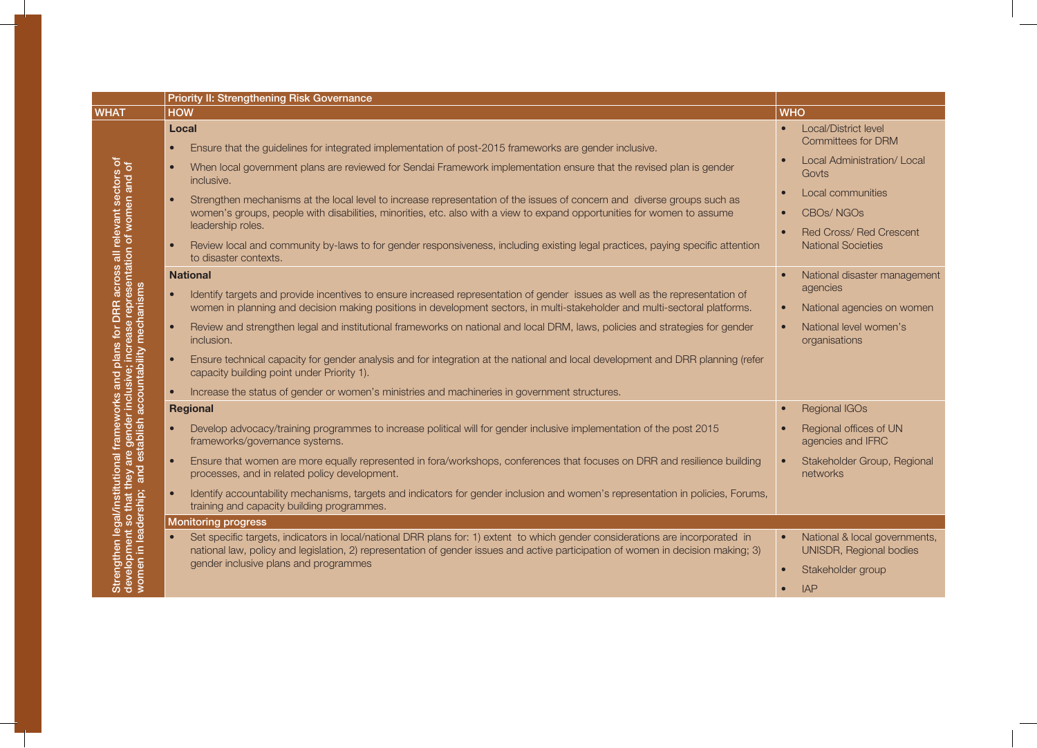| WHAT | HOW | WHO |
|---|---|---|
| | **Priority II: Strengthening Risk Governance** | |
| Strengthen legal/institutional frameworks and plans for DRR across all relevant sectors of development so that they are gender inclusive; increase representation of women and of women in leadership; and establish accountability mechanisms | **Local**<br>• Ensure that the guidelines for integrated implementation of post-2015 frameworks are gender inclusive.<br>• When local government plans are reviewed for Sendai Framework implementation ensure that the revised plan is gender inclusive.<br>• Strengthen mechanisms at the local level to increase representation of the issues of concern and diverse groups such as women's groups, people with disabilities, minorities, etc. also with a view to expand opportunities for women to assume leadership roles.<br>• Review local and community by-laws to for gender responsiveness, including existing legal practices, paying specific attention to disaster contexts. | • Local/District level Committees for DRM<br>• Local Administration/ Local Govts<br>• Local communities<br>• CBOs/ NGOs<br>• Red Cross/ Red Crescent National Societies |
| | **National**<br>• Identify targets and provide incentives to ensure increased representation of gender issues as well as the representation of women in planning and decision making positions in development sectors, in multi-stakeholder and multi-sectoral platforms.<br>• Review and strengthen legal and institutional frameworks on national and local DRM, laws, policies and strategies for gender inclusion.<br>• Ensure technical capacity for gender analysis and for integration at the national and local development and DRR planning (refer capacity building point under Priority 1).<br>• Increase the status of gender or women's ministries and machineries in government structures. | • National disaster management agencies<br>• National agencies on women<br>• National level women's organisations |
| | **Regional**<br>• Develop advocacy/training programmes to increase political will for gender inclusive implementation of the post 2015 frameworks/governance systems.<br>• Ensure that women are more equally represented in fora/workshops, conferences that focuses on DRR and resilience building processes, and in related policy development.<br>• Identify accountability mechanisms, targets and indicators for gender inclusion and women's representation in policies, Forums, training and capacity building programmes. | • Regional IGOs<br>• Regional offices of UN agencies and IFRC<br>• Stakeholder Group, Regional networks |
| | **Monitoring progress** | |
| | • Set specific targets, indicators in local/national DRR plans for: 1) extent to which gender considerations are incorporated in national law, policy and legislation, 2) representation of gender issues and active participation of women in decision making; 3) gender inclusive plans and programmes | • National & local governments, UNISDR, Regional bodies<br>• Stakeholder group<br>• IAP |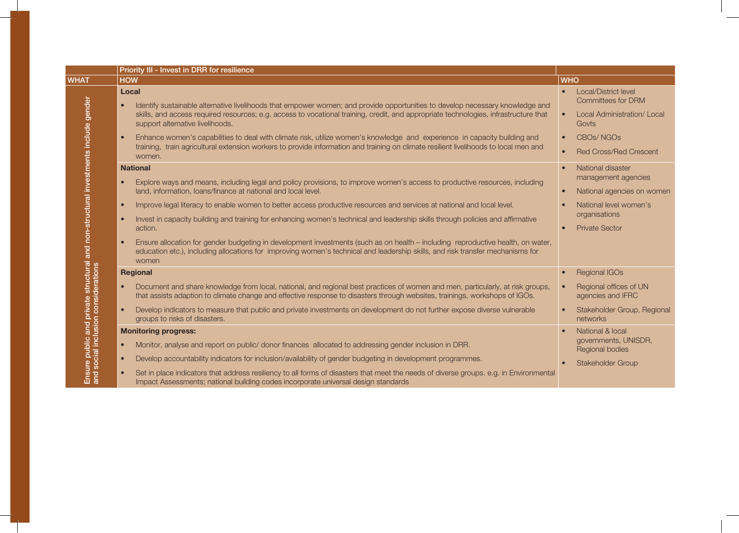| WHAT | HOW | WHO |
|---|---|---|
| | **Priority III - Invest in DRR for resilience** | |
| Ensure public and private structural and non-structural investments include gender and social inclusion considerations | **Local**<br>• Identify sustainable alternative livelihoods that empower women; and provide opportunities to develop necessary knowledge and skills, and access required resources; e.g. access to vocational training, credit, and appropriate technologies, infrastructure that support alternative livelihoods.<br>• Enhance women's capabilities to deal with climate risk, utilize women's knowledge and experience in capacity building and training, train agricultural extension workers to provide information and training on climate resilient livelihoods to local men and women. | • Local/District level Committees for DRM<br>• Local Administration/ Local Govts<br>• CBOs/ NGOs<br>• Red Cross/Red Crescent |
| | **National**<br>• Explore ways and means, including legal and policy provisions, to improve women's access to productive resources, including land, information, loans/finance at national and local level.<br>• Improve legal literacy to enable women to better access productive resources and services at national and local level.<br>• Invest in capacity building and training for enhancing women's technical and leadership skills through policies and affirmative action.<br>• Ensure allocation for gender budgeting in development investments (such as on health – including reproductive health, on water, education etc.), including allocations for improving women's technical and leadership skills, and risk transfer mechanisms for women | • National disaster management agencies<br>• National agencies on women<br>• National level women's organisations<br>• Private Sector |
| | **Regional**<br>• Document and share knowledge from local, national, and regional best practices of women and men, particularly, at risk groups, that assists adaption to climate change and effective response to disasters through websites, trainings, workshops of IGOs.<br>• Develop indicators to measure that public and private investments on development do not further expose diverse vulnerable groups to risks of disasters. | • Regional IGOs<br>• Regional offices of UN agencies and IFRC<br>• Stakeholder Group, Regional networks |
| | **Monitoring progress:**<br>• Monitor, analyse and report on public/ donor finances allocated to addressing gender inclusion in DRR.<br>• Develop accountability indicators for inclusion/availability of gender budgeting in development programmes.<br>• Set in place indicators that address resiliency to all forms of disasters that meet the needs of diverse groups. e.g. in Environmental Impact Assessments; national building codes incorporate universal design standards | • National & local governments, UNISDR, Regional bodies<br>• Stakeholder Group |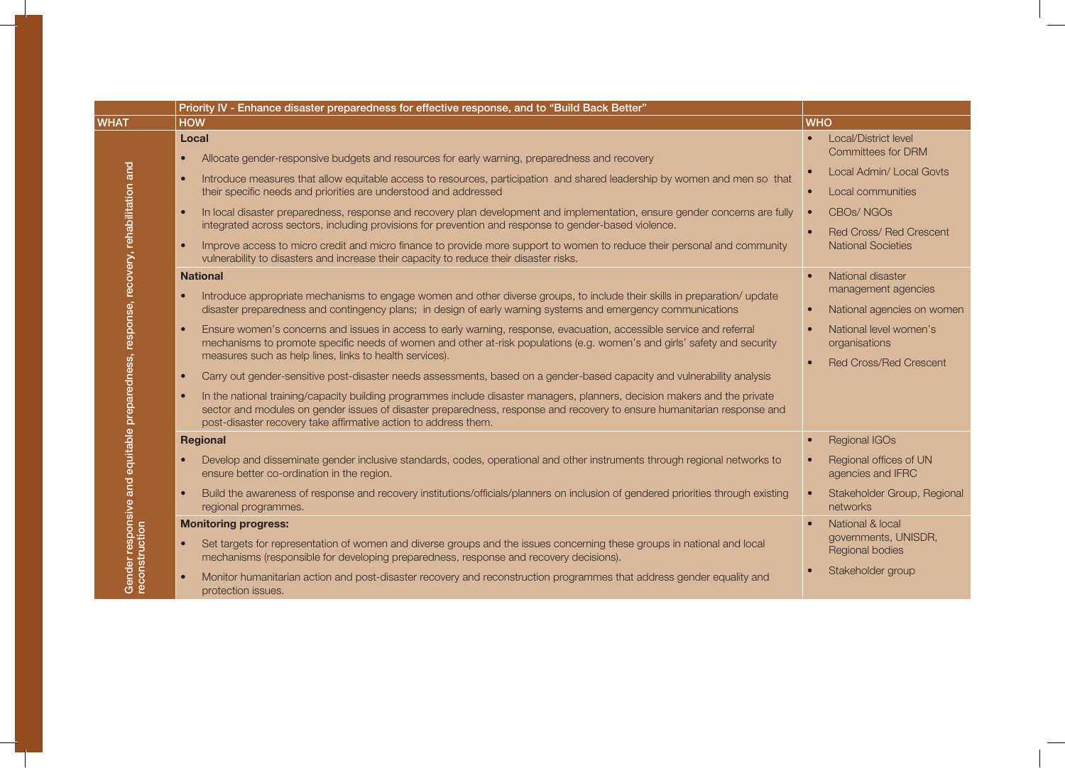| WHAT | Priority IV - Enhance disaster preparedness for effective response, and to "Build Back Better"<br>HOW | WHO |
|---|---|---|
| Gender responsive and equitable preparedness, response, recovery, rehabilitation and reconstruction | **Local**<br>• Allocate gender-responsive budgets and resources for early warning, preparedness and recovery<br>• Introduce measures that allow equitable access to resources, participation and shared leadership by women and men so that their specific needs and priorities are understood and addressed<br>• In local disaster preparedness, response and recovery plan development and implementation, ensure gender concerns are fully integrated across sectors, including provisions for prevention and response to gender-based violence.<br>• Improve access to micro credit and micro finance to provide more support to women to reduce their personal and community vulnerability to disasters and increase their capacity to reduce their disaster risks. | • Local/District level Committees for DRM<br>• Local Admin/ Local Govts<br>• Local communities<br>• CBOs/ NGOs<br>• Red Cross/ Red Crescent National Societies |
| | **National**<br>• Introduce appropriate mechanisms to engage women and other diverse groups, to include their skills in preparation/ update disaster preparedness and contingency plans; in design of early warning systems and emergency communications<br>• Ensure women's concerns and issues in access to early warning, response, evacuation, accessible service and referral mechanisms to promote specific needs of women and other at-risk populations (e.g. women's and girls' safety and security measures such as help lines, links to health services).<br>• Carry out gender-sensitive post-disaster needs assessments, based on a gender-based capacity and vulnerability analysis<br>• In the national training/capacity building programmes include disaster managers, planners, decision makers and the private sector and modules on gender issues of disaster preparedness, response and recovery to ensure humanitarian response and post-disaster recovery take affirmative action to address them. | • National disaster management agencies<br>• National agencies on women<br>• National level women's organisations<br>• Red Cross/Red Crescent |
| | **Regional**<br>• Develop and disseminate gender inclusive standards, codes, operational and other instruments through regional networks to ensure better co-ordination in the region.<br>• Build the awareness of response and recovery institutions/officials/planners on inclusion of gendered priorities through existing regional programmes. | • Regional IGOs<br>• Regional offices of UN agencies and IFRC<br>• Stakeholder Group, Regional networks |
| | **Monitoring progress:**<br>• Set targets for representation of women and diverse groups and the issues concerning these groups in national and local mechanisms (responsible for developing preparedness, response and recovery decisions).<br>• Monitor humanitarian action and post-disaster recovery and reconstruction programmes that address gender equality and protection issues. | • National & local governments, UNISDR, Regional bodies<br>• Stakeholder group |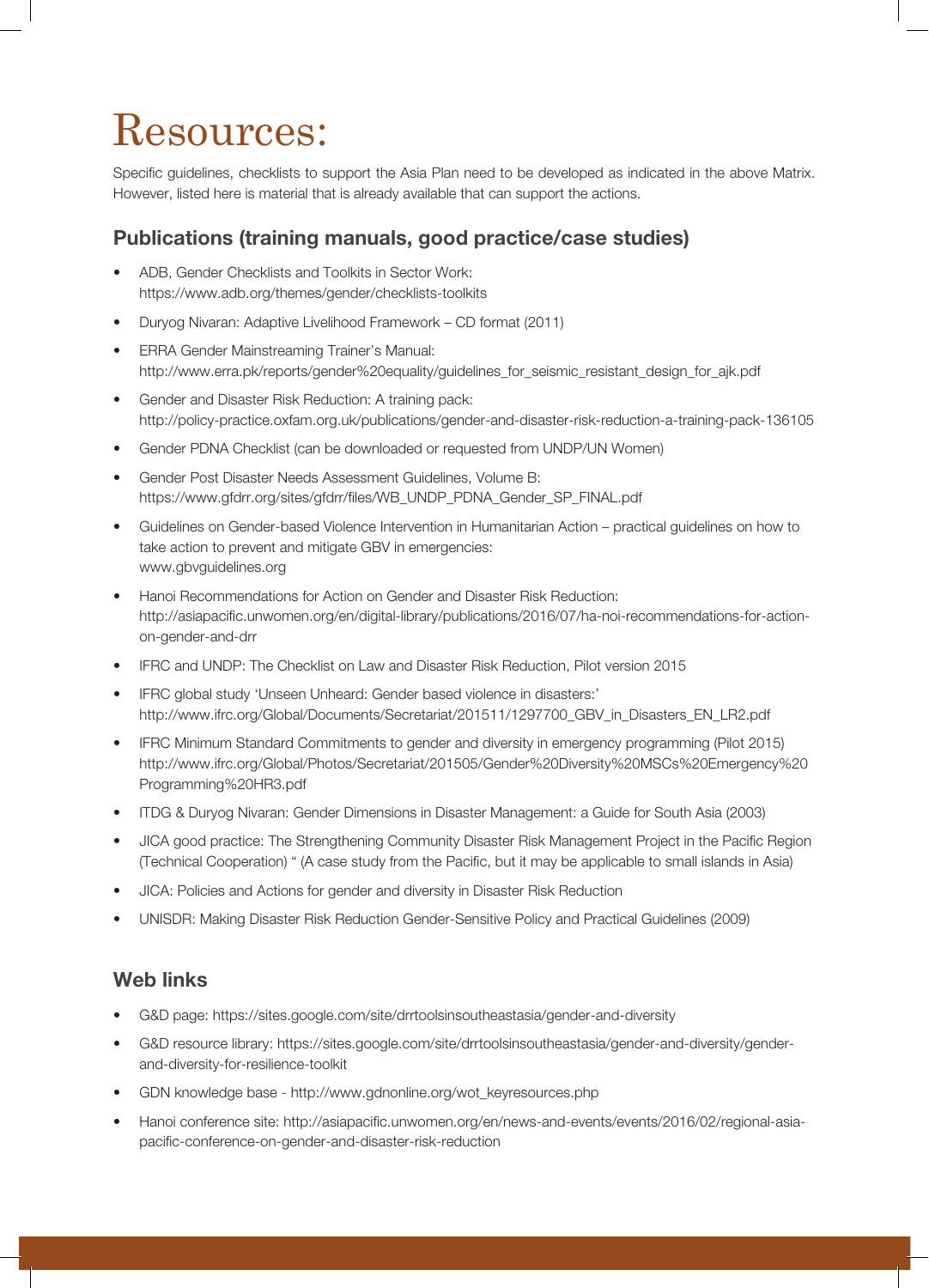# Resources:

Specific guidelines, checklists to support the Asia Plan need to be developed as indicated in the above Matrix. However, listed here is material that is already available that can support the actions.

## Publications (training manuals, good practice/case studies)

- ADB, Gender Checklists and Toolkits in Sector Work: https://www.adb.org/themes/gender/checklists-toolkits
- Duryog Nivaran: Adaptive Livelihood Framework – CD format (2011)
- ERRA Gender Mainstreaming Trainer's Manual: http://www.erra.pk/reports/gender%20equality/guidelines_for_seismic_resistant_design_for_ajk.pdf
- Gender and Disaster Risk Reduction: A training pack: http://policy-practice.oxfam.org.uk/publications/gender-and-disaster-risk-reduction-a-training-pack-136105
- Gender PDNA Checklist (can be downloaded or requested from UNDP/UN Women)
- Gender Post Disaster Needs Assessment Guidelines, Volume B: https://www.gfdrr.org/sites/gfdrr/files/WB_UNDP_PDNA_Gender_SP_FINAL.pdf
- Guidelines on Gender-based Violence Intervention in Humanitarian Action – practical guidelines on how to take action to prevent and mitigate GBV in emergencies: www.gbvguidelines.org
- Hanoi Recommendations for Action on Gender and Disaster Risk Reduction: http://asiapacific.unwomen.org/en/digital-library/publications/2016/07/ha-noi-recommendations-for-action-on-gender-and-drr
- IFRC and UNDP: The Checklist on Law and Disaster Risk Reduction, Pilot version 2015
- IFRC global study 'Unseen Unheard: Gender based violence in disasters:' http://www.ifrc.org/Global/Documents/Secretariat/201511/1297700_GBV_in_Disasters_EN_LR2.pdf
- IFRC Minimum Standard Commitments to gender and diversity in emergency programming (Pilot 2015) http://www.ifrc.org/Global/Photos/Secretariat/201505/Gender%20Diversity%20MSCs%20Emergency%20Programming%20HR3.pdf
- ITDG & Duryog Nivaran: Gender Dimensions in Disaster Management: a Guide for South Asia (2003)
- JICA good practice: The Strengthening Community Disaster Risk Management Project in the Pacific Region (Technical Cooperation) " (A case study from the Pacific, but it may be applicable to small islands in Asia)
- JICA: Policies and Actions for gender and diversity in Disaster Risk Reduction
- UNISDR: Making Disaster Risk Reduction Gender-Sensitive Policy and Practical Guidelines (2009)

## Web links

- G&D page: https://sites.google.com/site/drrtoolsinsoutheastasia/gender-and-diversity
- G&D resource library: https://sites.google.com/site/drrtoolsinsoutheastasia/gender-and-diversity/gender-and-diversity-for-resilience-toolkit
- GDN knowledge base - http://www.gdnonline.org/wot_keyresources.php
- Hanoi conference site: http://asiapacific.unwomen.org/en/news-and-events/events/2016/02/regional-asia-pacific-conference-on-gender-and-disaster-risk-reduction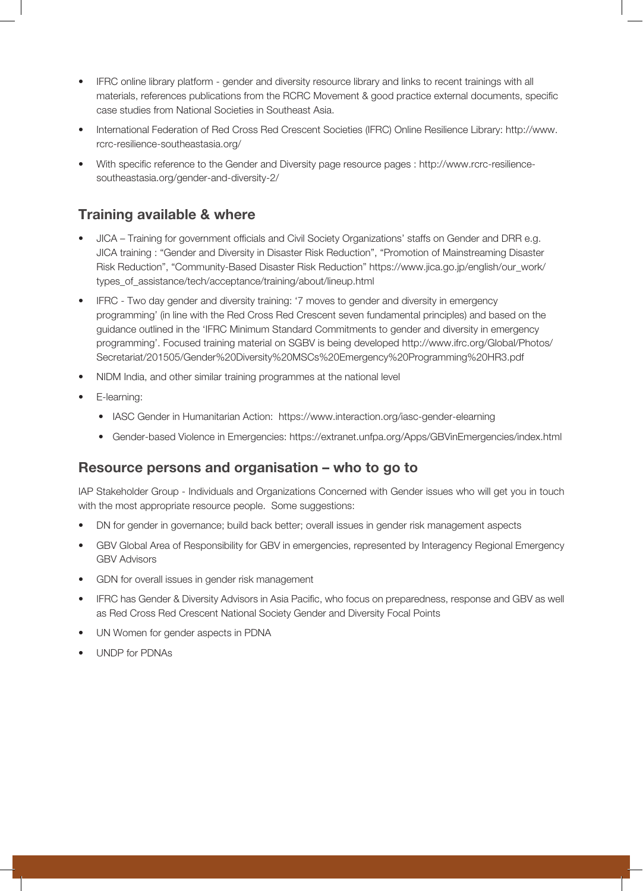- IFRC online library platform - gender and diversity resource library and links to recent trainings with all materials, references publications from the RCRC Movement & good practice external documents, specific case studies from National Societies in Southeast Asia.
- International Federation of Red Cross Red Crescent Societies (IFRC) Online Resilience Library: http://www.rcrc-resilience-southeastasia.org/
- With specific reference to the Gender and Diversity page resource pages : http://www.rcrc-resilience-southeastasia.org/gender-and-diversity-2/

## Training available & where

- JICA – Training for government officials and Civil Society Organizations' staffs on Gender and DRR e.g. JICA training : "Gender and Diversity in Disaster Risk Reduction", "Promotion of Mainstreaming Disaster Risk Reduction", "Community-Based Disaster Risk Reduction" https://www.jica.go.jp/english/our_work/types_of_assistance/tech/acceptance/training/about/lineup.html
- IFRC - Two day gender and diversity training: '7 moves to gender and diversity in emergency programming' (in line with the Red Cross Red Crescent seven fundamental principles) and based on the guidance outlined in the 'IFRC Minimum Standard Commitments to gender and diversity in emergency programming'. Focused training material on SGBV is being developed http://www.ifrc.org/Global/Photos/Secretariat/201505/Gender%20Diversity%20MSCs%20Emergency%20Programming%20HR3.pdf
- NIDM India, and other similar training programmes at the national level
- E-learning:
  - IASC Gender in Humanitarian Action: https://www.interaction.org/iasc-gender-elearning
  - Gender-based Violence in Emergencies: https://extranet.unfpa.org/Apps/GBVinEmergencies/index.html

## Resource persons and organisation – who to go to

IAP Stakeholder Group - Individuals and Organizations Concerned with Gender issues who will get you in touch with the most appropriate resource people. Some suggestions:

- DN for gender in governance; build back better; overall issues in gender risk management aspects
- GBV Global Area of Responsibility for GBV in emergencies, represented by Interagency Regional Emergency GBV Advisors
- GDN for overall issues in gender risk management
- IFRC has Gender & Diversity Advisors in Asia Pacific, who focus on preparedness, response and GBV as well as Red Cross Red Crescent National Society Gender and Diversity Focal Points
- UN Women for gender aspects in PDNA
- UNDP for PDNAs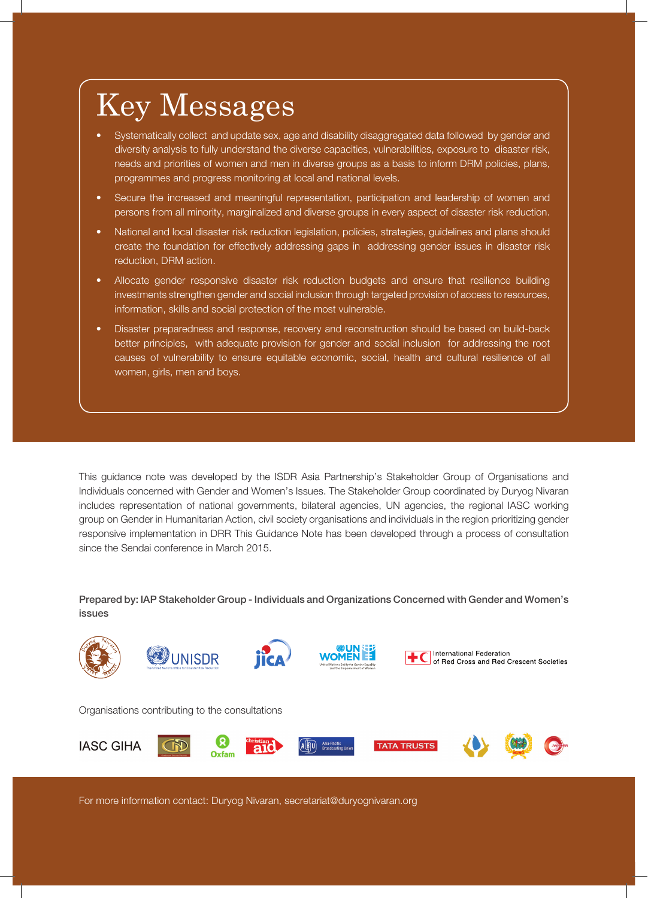# Key Messages

- Systematically collect and update sex, age and disability disaggregated data followed by gender and diversity analysis to fully understand the diverse capacities, vulnerabilities, exposure to disaster risk, needs and priorities of women and men in diverse groups as a basis to inform DRM policies, plans, programmes and progress monitoring at local and national levels.
- Secure the increased and meaningful representation, participation and leadership of women and persons from all minority, marginalized and diverse groups in every aspect of disaster risk reduction.
- National and local disaster risk reduction legislation, policies, strategies, guidelines and plans should create the foundation for effectively addressing gaps in addressing gender issues in disaster risk reduction, DRM action.
- Allocate gender responsive disaster risk reduction budgets and ensure that resilience building investments strengthen gender and social inclusion through targeted provision of access to resources, information, skills and social protection of the most vulnerable.
- Disaster preparedness and response, recovery and reconstruction should be based on build-back better principles, with adequate provision for gender and social inclusion for addressing the root causes of vulnerability to ensure equitable economic, social, health and cultural resilience of all women, girls, men and boys.

This guidance note was developed by the ISDR Asia Partnership's Stakeholder Group of Organisations and Individuals concerned with Gender and Women's Issues. The Stakeholder Group coordinated by Duryog Nivaran includes representation of national governments, bilateral agencies, UN agencies, the regional IASC working group on Gender in Humanitarian Action, civil society organisations and individuals in the region prioritizing gender responsive implementation in DRR This Guidance Note has been developed through a process of consultation since the Sendai conference in March 2015.

**Prepared by: IAP Stakeholder Group - Individuals and Organizations Concerned with Gender and Women's issues**

UNISDR — The United Nations Office for Disaster Risk Reduction

JICA

UN WOMEN — United Nations Entity for Gender Equality and the Empowerment of Women

International Federation of Red Cross and Red Crescent Societies

Organisations contributing to the consultations

IASC GIHA

Oxfam

christian aid

ABU Asia-Pacific Broadcasting Union

TATA TRUSTS

For more information contact: Duryog Nivaran, secretariat@duryognivaran.org